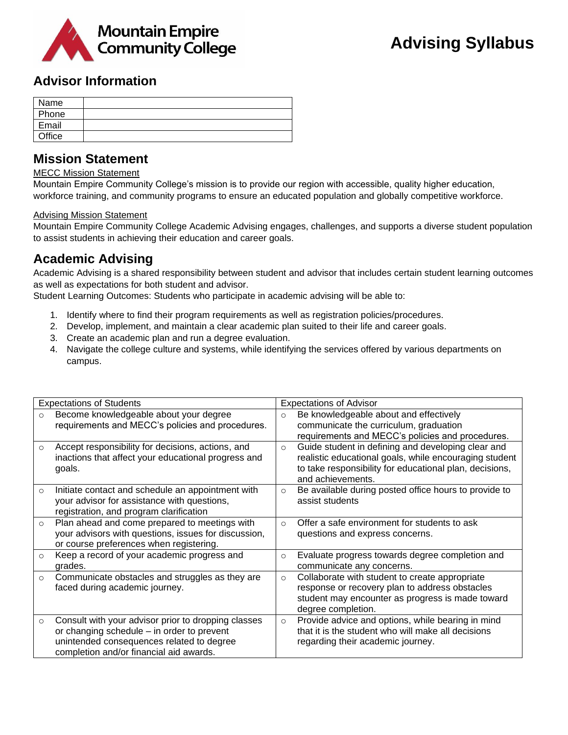Mountain Empire Community College

# Advising Syllabus

## Advisor Information

| | |
|---|---|
| Name | |
| Phone | |
| Email | |
| Office | |

## Mission Statement

MECC Mission Statement

Mountain Empire Community College's mission is to provide our region with accessible, quality higher education, workforce training, and community programs to ensure an educated population and globally competitive workforce.

Advising Mission Statement

Mountain Empire Community College Academic Advising engages, challenges, and supports a diverse student population to assist students in achieving their education and career goals.

## Academic Advising

Academic Advising is a shared responsibility between student and advisor that includes certain student learning outcomes as well as expectations for both student and advisor.

Student Learning Outcomes: Students who participate in academic advising will be able to:

1. Identify where to find their program requirements as well as registration policies/procedures.
2. Develop, implement, and maintain a clear academic plan suited to their life and career goals.
3. Create an academic plan and run a degree evaluation.
4. Navigate the college culture and systems, while identifying the services offered by various departments on campus.

| Expectations of Students | Expectations of Advisor |
|---|---|
| ○ Become knowledgeable about your degree requirements and MECC's policies and procedures. | ○ Be knowledgeable about and effectively communicate the curriculum, graduation requirements and MECC's policies and procedures. |
| ○ Accept responsibility for decisions, actions, and inactions that affect your educational progress and goals. | ○ Guide student in defining and developing clear and realistic educational goals, while encouraging student to take responsibility for educational plan, decisions, and achievements. |
| ○ Initiate contact and schedule an appointment with your advisor for assistance with questions, registration, and program clarification | ○ Be available during posted office hours to provide to assist students |
| ○ Plan ahead and come prepared to meetings with your advisors with questions, issues for discussion, or course preferences when registering. | ○ Offer a safe environment for students to ask questions and express concerns. |
| ○ Keep a record of your academic progress and grades. | ○ Evaluate progress towards degree completion and communicate any concerns. |
| ○ Communicate obstacles and struggles as they are faced during academic journey. | ○ Collaborate with student to create appropriate response or recovery plan to address obstacles student may encounter as progress is made toward degree completion. |
| ○ Consult with your advisor prior to dropping classes or changing schedule – in order to prevent unintended consequences related to degree completion and/or financial aid awards. | ○ Provide advice and options, while bearing in mind that it is the student who will make all decisions regarding their academic journey. |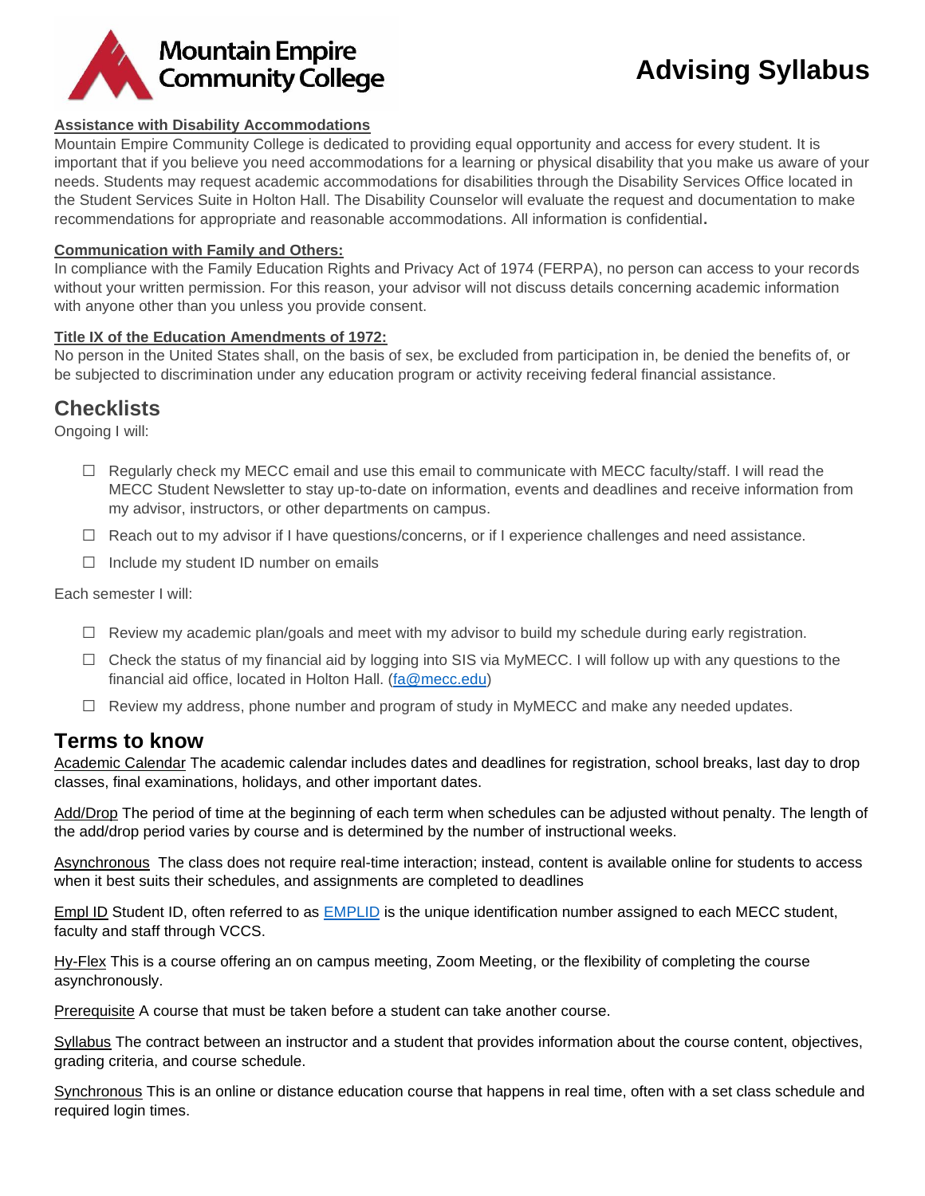# Advising Syllabus

**Assistance with Disability Accommodations**

Mountain Empire Community College is dedicated to providing equal opportunity and access for every student. It is important that if you believe you need accommodations for a learning or physical disability that you make us aware of your needs. Students may request academic accommodations for disabilities through the Disability Services Office located in the Student Services Suite in Holton Hall. The Disability Counselor will evaluate the request and documentation to make recommendations for appropriate and reasonable accommodations. All information is confidential.

**Communication with Family and Others:**

In compliance with the Family Education Rights and Privacy Act of 1974 (FERPA), no person can access to your records without your written permission. For this reason, your advisor will not discuss details concerning academic information with anyone other than you unless you provide consent.

**Title IX of the Education Amendments of 1972:**

No person in the United States shall, on the basis of sex, be excluded from participation in, be denied the benefits of, or be subjected to discrimination under any education program or activity receiving federal financial assistance.

## Checklists

Ongoing I will:

- ☐ Regularly check my MECC email and use this email to communicate with MECC faculty/staff. I will read the MECC Student Newsletter to stay up-to-date on information, events and deadlines and receive information from my advisor, instructors, or other departments on campus.
- ☐ Reach out to my advisor if I have questions/concerns, or if I experience challenges and need assistance.
- ☐ Include my student ID number on emails

Each semester I will:

- ☐ Review my academic plan/goals and meet with my advisor to build my schedule during early registration.
- ☐ Check the status of my financial aid by logging into SIS via MyMECC. I will follow up with any questions to the financial aid office, located in Holton Hall. (fa@mecc.edu)
- ☐ Review my address, phone number and program of study in MyMECC and make any needed updates.

## Terms to know

Academic Calendar The academic calendar includes dates and deadlines for registration, school breaks, last day to drop classes, final examinations, holidays, and other important dates.

Add/Drop The period of time at the beginning of each term when schedules can be adjusted without penalty. The length of the add/drop period varies by course and is determined by the number of instructional weeks.

Asynchronous The class does not require real-time interaction; instead, content is available online for students to access when it best suits their schedules, and assignments are completed to deadlines

Empl ID Student ID, often referred to as EMPLID is the unique identification number assigned to each MECC student, faculty and staff through VCCS.

Hy-Flex This is a course offering an on campus meeting, Zoom Meeting, or the flexibility of completing the course asynchronously.

Prerequisite A course that must be taken before a student can take another course.

Syllabus The contract between an instructor and a student that provides information about the course content, objectives, grading criteria, and course schedule.

Synchronous This is an online or distance education course that happens in real time, often with a set class schedule and required login times.